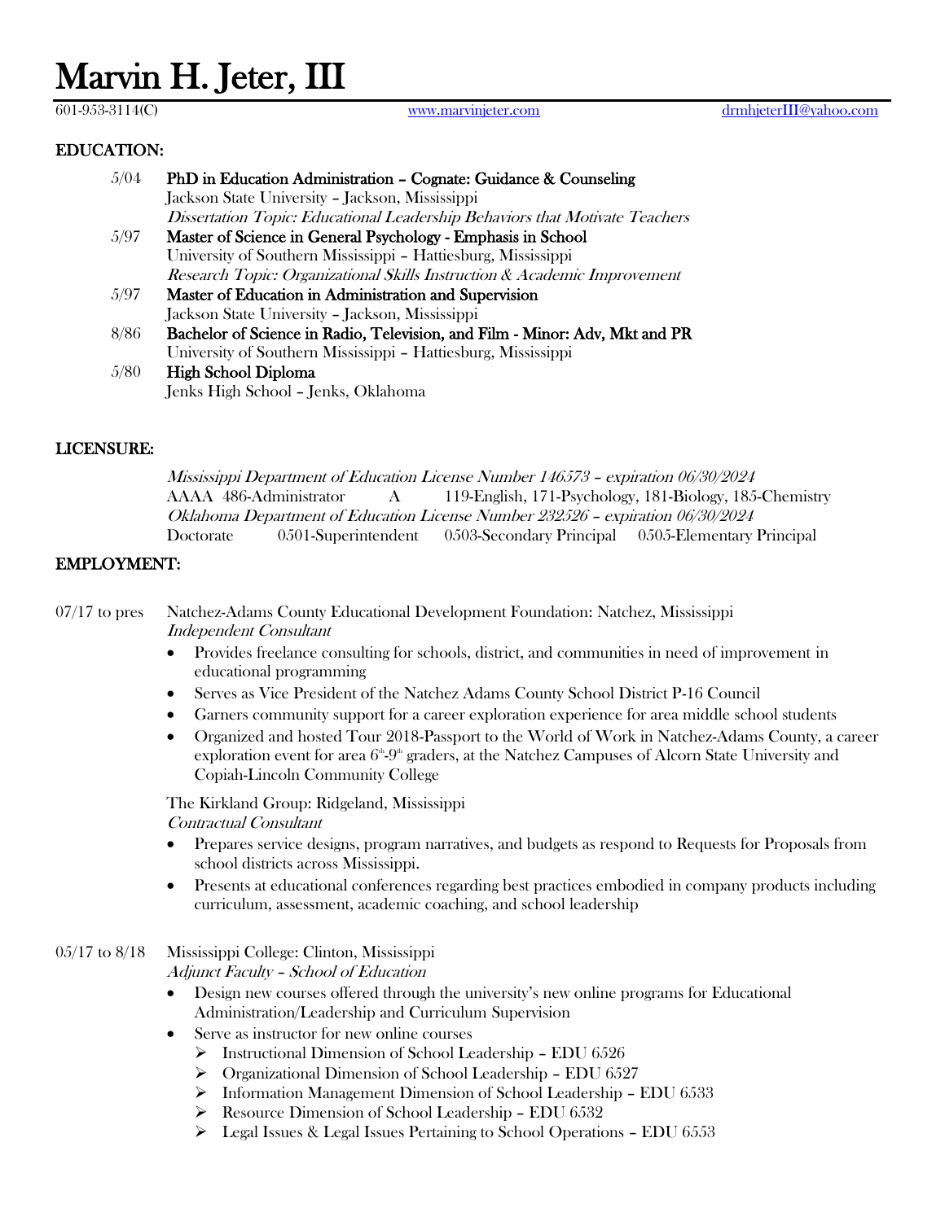# Marvin H. Jeter, III

601-953-3114(C) | www.marvinjeter.com | drmhjeterIII@yahoo.com

## EDUCATION:

5/04 **PhD in Education Administration – Cognate: Guidance & Counseling**
Jackson State University – Jackson, Mississippi
*Dissertation Topic: Educational Leadership Behaviors that Motivate Teachers*

5/97 **Master of Science in General Psychology - Emphasis in School**
University of Southern Mississippi – Hattiesburg, Mississippi
*Research Topic: Organizational Skills Instruction & Academic Improvement*

5/97 **Master of Education in Administration and Supervision**
Jackson State University – Jackson, Mississippi

8/86 **Bachelor of Science in Radio, Television, and Film - Minor: Adv, Mkt and PR**
University of Southern Mississippi – Hattiesburg, Mississippi

5/80 **High School Diploma**
Jenks High School – Jenks, Oklahoma

## LICENSURE:

*Mississippi Department of Education License Number 146573 – expiration 06/30/2024*
AAAA 486-Administrator A 119-English, 171-Psychology, 181-Biology, 185-Chemistry
*Oklahoma Department of Education License Number 232526 – expiration 06/30/2024*
Doctorate 0501-Superintendent 0503-Secondary Principal 0505-Elementary Principal

## EMPLOYMENT:

07/17 to pres Natchez-Adams County Educational Development Foundation: Natchez, Mississippi
*Independent Consultant*

- Provides freelance consulting for schools, district, and communities in need of improvement in educational programming
- Serves as Vice President of the Natchez Adams County School District P-16 Council
- Garners community support for a career exploration experience for area middle school students
- Organized and hosted Tour 2018-Passport to the World of Work in Natchez-Adams County, a career exploration event for area 6th-9th graders, at the Natchez Campuses of Alcorn State University and Copiah-Lincoln Community College

The Kirkland Group: Ridgeland, Mississippi
*Contractual Consultant*

- Prepares service designs, program narratives, and budgets as respond to Requests for Proposals from school districts across Mississippi.
- Presents at educational conferences regarding best practices embodied in company products including curriculum, assessment, academic coaching, and school leadership

05/17 to 8/18 Mississippi College: Clinton, Mississippi
*Adjunct Faculty – School of Education*

- Design new courses offered through the university's new online programs for Educational Administration/Leadership and Curriculum Supervision
- Serve as instructor for new online courses
  - Instructional Dimension of School Leadership – EDU 6526
  - Organizational Dimension of School Leadership – EDU 6527
  - Information Management Dimension of School Leadership – EDU 6533
  - Resource Dimension of School Leadership – EDU 6532
  - Legal Issues & Legal Issues Pertaining to School Operations – EDU 6553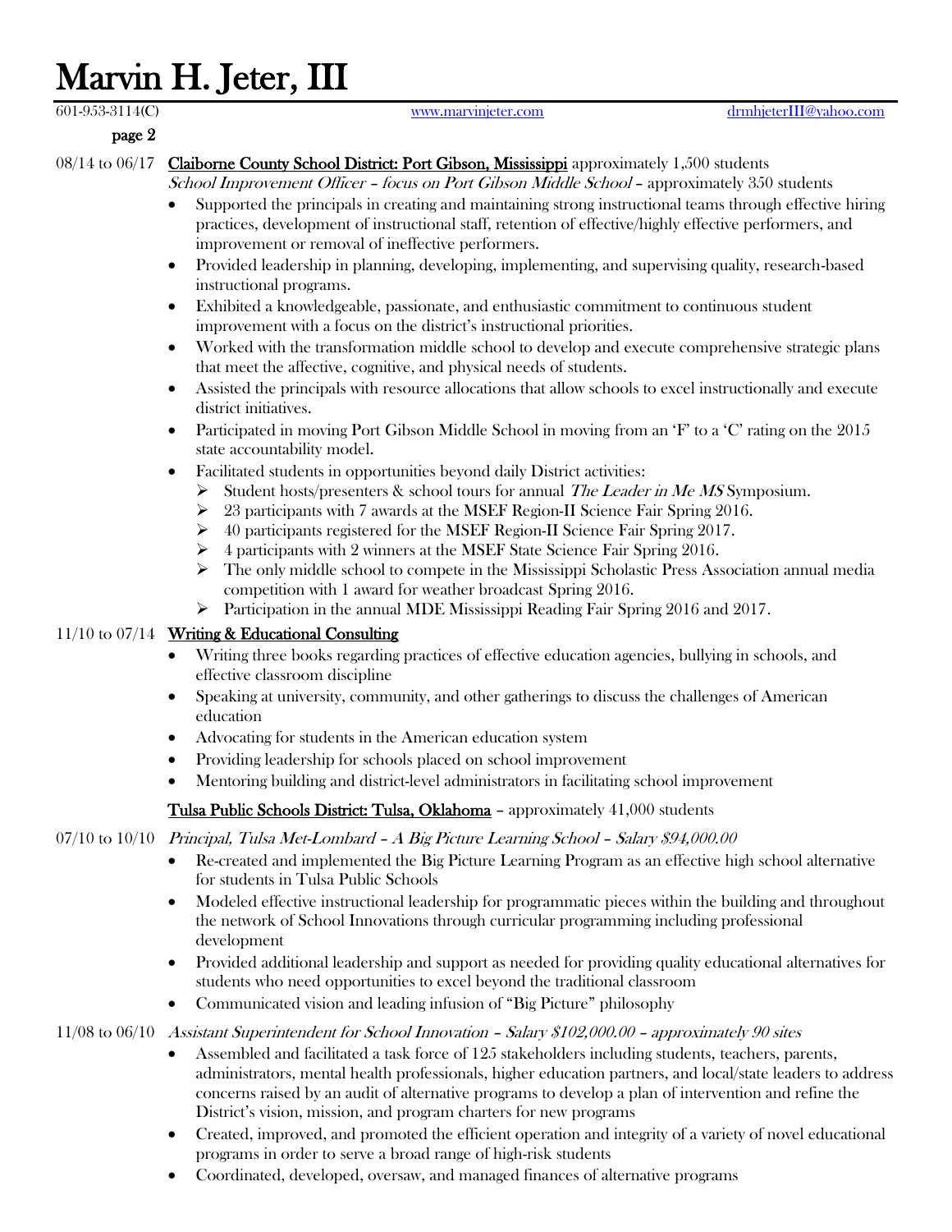08/14 to 06/17 **Claiborne County School District: Port Gibson, Mississippi** approximately 1,500 students

*School Improvement Officer – focus on Port Gibson Middle School* – approximately 350 students

- Supported the principals in creating and maintaining strong instructional teams through effective hiring practices, development of instructional staff, retention of effective/highly effective performers, and improvement or removal of ineffective performers.
- Provided leadership in planning, developing, implementing, and supervising quality, research-based instructional programs.
- Exhibited a knowledgeable, passionate, and enthusiastic commitment to continuous student improvement with a focus on the district's instructional priorities.
- Worked with the transformation middle school to develop and execute comprehensive strategic plans that meet the affective, cognitive, and physical needs of students.
- Assisted the principals with resource allocations that allow schools to excel instructionally and execute district initiatives.
- Participated in moving Port Gibson Middle School in moving from an 'F' to a 'C' rating on the 2015 state accountability model.
- Facilitated students in opportunities beyond daily District activities:
  - Student hosts/presenters & school tours for annual *The Leader in Me MS* Symposium.
  - 23 participants with 7 awards at the MSEF Region-II Science Fair Spring 2016.
  - 40 participants registered for the MSEF Region-II Science Fair Spring 2017.
  - 4 participants with 2 winners at the MSEF State Science Fair Spring 2016.
  - The only middle school to compete in the Mississippi Scholastic Press Association annual media competition with 1 award for weather broadcast Spring 2016.
  - Participation in the annual MDE Mississippi Reading Fair Spring 2016 and 2017.

11/10 to 07/14 **Writing & Educational Consulting**

- Writing three books regarding practices of effective education agencies, bullying in schools, and effective classroom discipline
- Speaking at university, community, and other gatherings to discuss the challenges of American education
- Advocating for students in the American education system
- Providing leadership for schools placed on school improvement
- Mentoring building and district-level administrators in facilitating school improvement

**Tulsa Public Schools District: Tulsa, Oklahoma** – approximately 41,000 students

07/10 to 10/10 *Principal, Tulsa Met-Lombard – A Big Picture Learning School – Salary $94,000.00*

- Re-created and implemented the Big Picture Learning Program as an effective high school alternative for students in Tulsa Public Schools
- Modeled effective instructional leadership for programmatic pieces within the building and throughout the network of School Innovations through curricular programming including professional development
- Provided additional leadership and support as needed for providing quality educational alternatives for students who need opportunities to excel beyond the traditional classroom
- Communicated vision and leading infusion of "Big Picture" philosophy

11/08 to 06/10 *Assistant Superintendent for School Innovation – Salary $102,000.00 – approximately 90 sites*

- Assembled and facilitated a task force of 125 stakeholders including students, teachers, parents, administrators, mental health professionals, higher education partners, and local/state leaders to address concerns raised by an audit of alternative programs to develop a plan of intervention and refine the District's vision, mission, and program charters for new programs
- Created, improved, and promoted the efficient operation and integrity of a variety of novel educational programs in order to serve a broad range of high-risk students
- Coordinated, developed, oversaw, and managed finances of alternative programs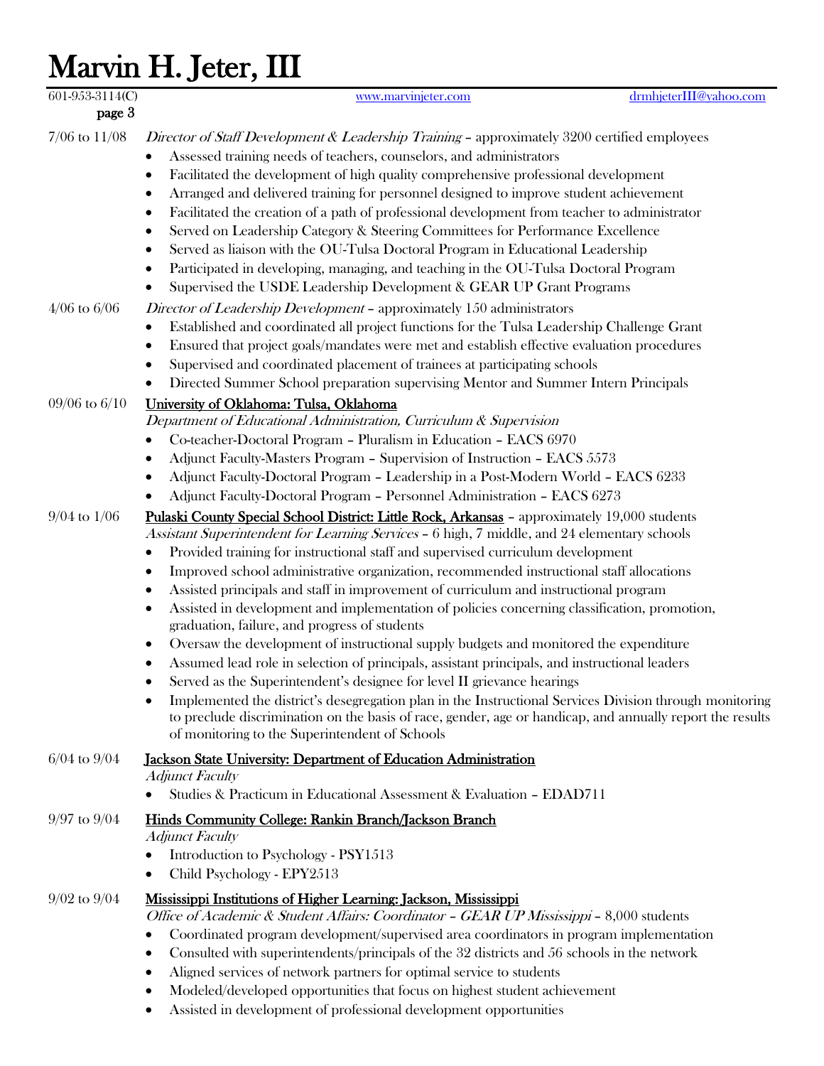7/06 to 11/08 — *Director of Staff Development & Leadership Training* – approximately 3200 certified employees

- Assessed training needs of teachers, counselors, and administrators
- Facilitated the development of high quality comprehensive professional development
- Arranged and delivered training for personnel designed to improve student achievement
- Facilitated the creation of a path of professional development from teacher to administrator
- Served on Leadership Category & Steering Committees for Performance Excellence
- Served as liaison with the OU-Tulsa Doctoral Program in Educational Leadership
- Participated in developing, managing, and teaching in the OU-Tulsa Doctoral Program
- Supervised the USDE Leadership Development & GEAR UP Grant Programs

4/06 to 6/06 — *Director of Leadership Development* – approximately 150 administrators

- Established and coordinated all project functions for the Tulsa Leadership Challenge Grant
- Ensured that project goals/mandates were met and establish effective evaluation procedures
- Supervised and coordinated placement of trainees at participating schools
- Directed Summer School preparation supervising Mentor and Summer Intern Principals

09/06 to 6/10 — **University of Oklahoma: Tulsa, Oklahoma**

*Department of Educational Administration, Curriculum & Supervision*

- Co-teacher-Doctoral Program – Pluralism in Education – EACS 6970
- Adjunct Faculty-Masters Program – Supervision of Instruction – EACS 5573
- Adjunct Faculty-Doctoral Program – Leadership in a Post-Modern World – EACS 6233
- Adjunct Faculty-Doctoral Program – Personnel Administration – EACS 6273

9/04 to 1/06 — **Pulaski County Special School District: Little Rock, Arkansas** – approximately 19,000 students

*Assistant Superintendent for Learning Services* – 6 high, 7 middle, and 24 elementary schools

- Provided training for instructional staff and supervised curriculum development
- Improved school administrative organization, recommended instructional staff allocations
- Assisted principals and staff in improvement of curriculum and instructional program
- Assisted in development and implementation of policies concerning classification, promotion, graduation, failure, and progress of students
- Oversaw the development of instructional supply budgets and monitored the expenditure
- Assumed lead role in selection of principals, assistant principals, and instructional leaders
- Served as the Superintendent's designee for level II grievance hearings
- Implemented the district's desegregation plan in the Instructional Services Division through monitoring to preclude discrimination on the basis of race, gender, age or handicap, and annually report the results of monitoring to the Superintendent of Schools

6/04 to 9/04 — **Jackson State University: Department of Education Administration**

*Adjunct Faculty*

- Studies & Practicum in Educational Assessment & Evaluation – EDAD711

9/97 to 9/04 — **Hinds Community College: Rankin Branch/Jackson Branch**

*Adjunct Faculty*

- Introduction to Psychology - PSY1513
- Child Psychology - EPY2513

9/02 to 9/04 — **Mississippi Institutions of Higher Learning: Jackson, Mississippi**

*Office of Academic & Student Affairs: Coordinator – GEAR UP Mississippi* – 8,000 students

- Coordinated program development/supervised area coordinators in program implementation
- Consulted with superintendents/principals of the 32 districts and 56 schools in the network
- Aligned services of network partners for optimal service to students
- Modeled/developed opportunities that focus on highest student achievement
- Assisted in development of professional development opportunities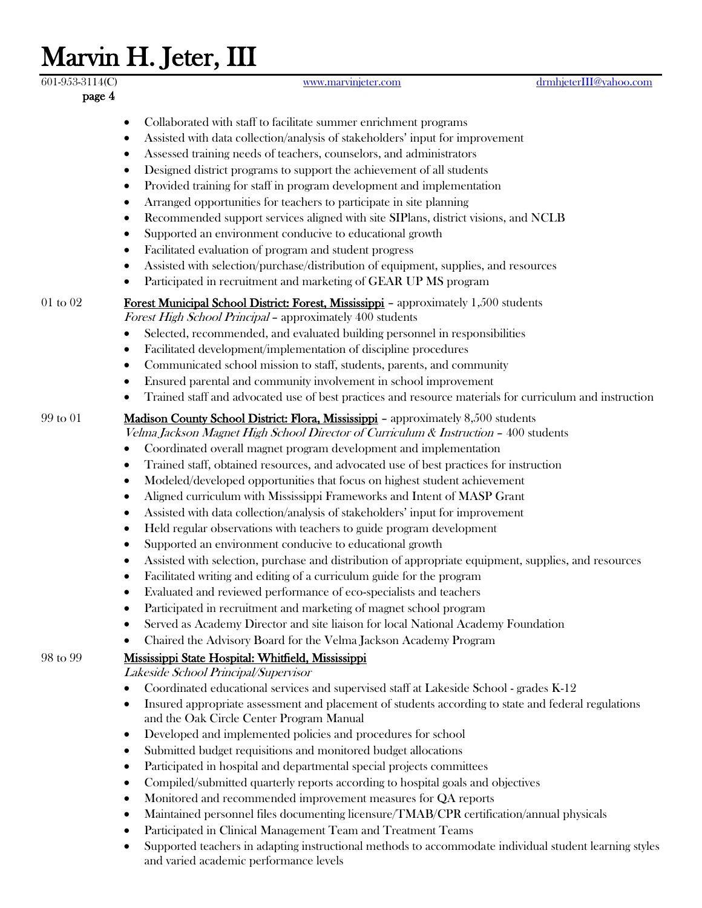- Collaborated with staff to facilitate summer enrichment programs
- Assisted with data collection/analysis of stakeholders' input for improvement
- Assessed training needs of teachers, counselors, and administrators
- Designed district programs to support the achievement of all students
- Provided training for staff in program development and implementation
- Arranged opportunities for teachers to participate in site planning
- Recommended support services aligned with site SIPlans, district visions, and NCLB
- Supported an environment conducive to educational growth
- Facilitated evaluation of program and student progress
- Assisted with selection/purchase/distribution of equipment, supplies, and resources
- Participated in recruitment and marketing of GEAR UP MS program

01 to 02 **Forest Municipal School District: Forest, Mississippi** – approximately 1,500 students
*Forest High School Principal* – approximately 400 students

- Selected, recommended, and evaluated building personnel in responsibilities
- Facilitated development/implementation of discipline procedures
- Communicated school mission to staff, students, parents, and community
- Ensured parental and community involvement in school improvement
- Trained staff and advocated use of best practices and resource materials for curriculum and instruction

99 to 01 **Madison County School District: Flora, Mississippi** – approximately 8,500 students
*Velma Jackson Magnet High School Director of Curriculum & Instruction* – 400 students

- Coordinated overall magnet program development and implementation
- Trained staff, obtained resources, and advocated use of best practices for instruction
- Modeled/developed opportunities that focus on highest student achievement
- Aligned curriculum with Mississippi Frameworks and Intent of MASP Grant
- Assisted with data collection/analysis of stakeholders' input for improvement
- Held regular observations with teachers to guide program development
- Supported an environment conducive to educational growth
- Assisted with selection, purchase and distribution of appropriate equipment, supplies, and resources
- Facilitated writing and editing of a curriculum guide for the program
- Evaluated and reviewed performance of eco-specialists and teachers
- Participated in recruitment and marketing of magnet school program
- Served as Academy Director and site liaison for local National Academy Foundation
- Chaired the Advisory Board for the Velma Jackson Academy Program

98 to 99 **Mississippi State Hospital: Whitfield, Mississippi**
*Lakeside School Principal/Supervisor*

- Coordinated educational services and supervised staff at Lakeside School - grades K-12
- Insured appropriate assessment and placement of students according to state and federal regulations and the Oak Circle Center Program Manual
- Developed and implemented policies and procedures for school
- Submitted budget requisitions and monitored budget allocations
- Participated in hospital and departmental special projects committees
- Compiled/submitted quarterly reports according to hospital goals and objectives
- Monitored and recommended improvement measures for QA reports
- Maintained personnel files documenting licensure/TMAB/CPR certification/annual physicals
- Participated in Clinical Management Team and Treatment Teams
- Supported teachers in adapting instructional methods to accommodate individual student learning styles and varied academic performance levels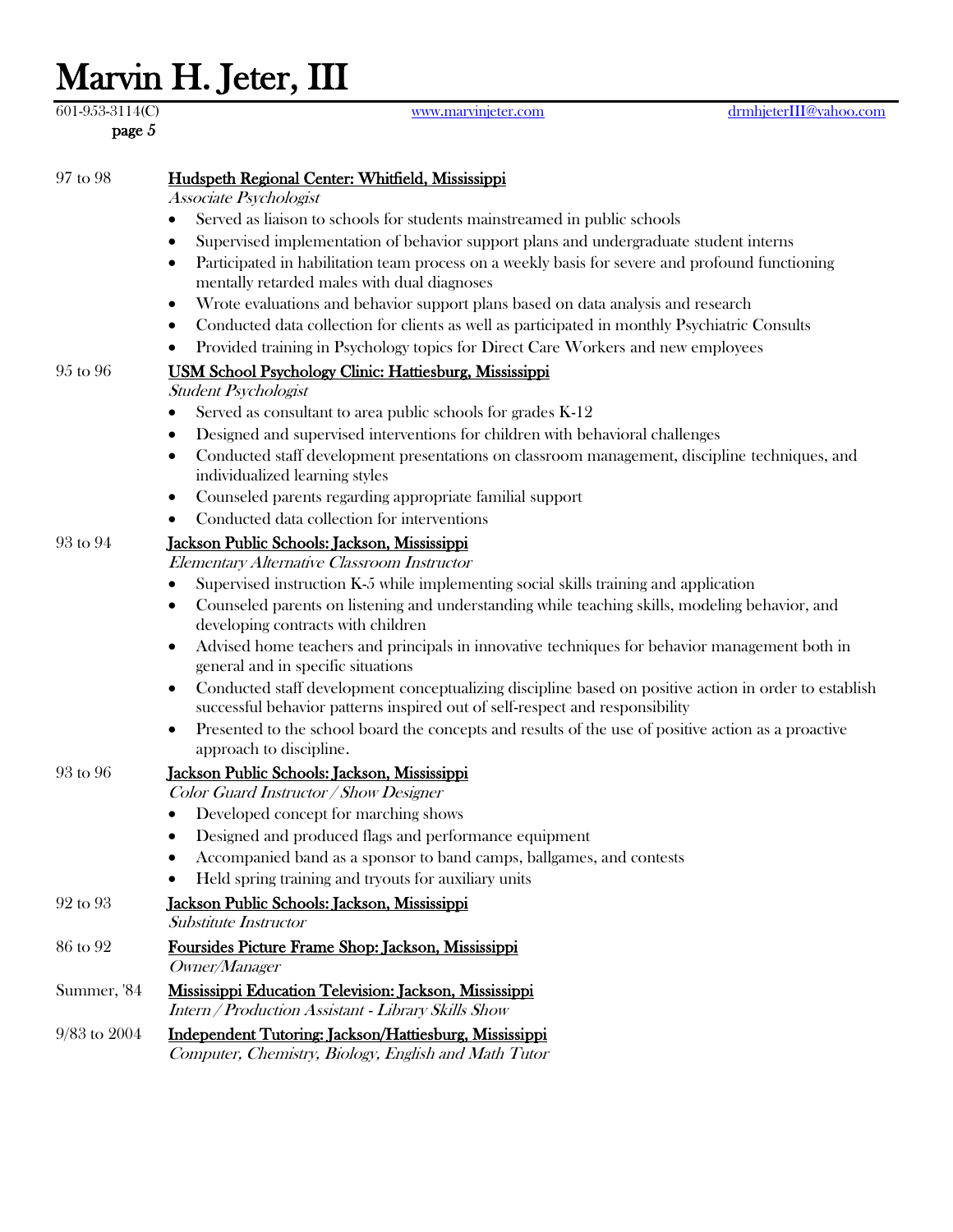97 to 98 **Hudspeth Regional Center: Whitfield, Mississippi**
*Associate Psychologist*

- Served as liaison to schools for students mainstreamed in public schools
- Supervised implementation of behavior support plans and undergraduate student interns
- Participated in habilitation team process on a weekly basis for severe and profound functioning mentally retarded males with dual diagnoses
- Wrote evaluations and behavior support plans based on data analysis and research
- Conducted data collection for clients as well as participated in monthly Psychiatric Consults
- Provided training in Psychology topics for Direct Care Workers and new employees

95 to 96 **USM School Psychology Clinic: Hattiesburg, Mississippi**
*Student Psychologist*

- Served as consultant to area public schools for grades K-12
- Designed and supervised interventions for children with behavioral challenges
- Conducted staff development presentations on classroom management, discipline techniques, and individualized learning styles
- Counseled parents regarding appropriate familial support
- Conducted data collection for interventions

93 to 94 **Jackson Public Schools: Jackson, Mississippi**
*Elementary Alternative Classroom Instructor*

- Supervised instruction K-5 while implementing social skills training and application
- Counseled parents on listening and understanding while teaching skills, modeling behavior, and developing contracts with children
- Advised home teachers and principals in innovative techniques for behavior management both in general and in specific situations
- Conducted staff development conceptualizing discipline based on positive action in order to establish successful behavior patterns inspired out of self-respect and responsibility
- Presented to the school board the concepts and results of the use of positive action as a proactive approach to discipline.

93 to 96 **Jackson Public Schools: Jackson, Mississippi**
*Color Guard Instructor / Show Designer*

- Developed concept for marching shows
- Designed and produced flags and performance equipment
- Accompanied band as a sponsor to band camps, ballgames, and contests
- Held spring training and tryouts for auxiliary units

92 to 93 **Jackson Public Schools: Jackson, Mississippi**
*Substitute Instructor*

86 to 92 **Foursides Picture Frame Shop: Jackson, Mississippi**
*Owner/Manager*

Summer, '84 **Mississippi Education Television: Jackson, Mississippi**
*Intern / Production Assistant - Library Skills Show*

9/83 to 2004 **Independent Tutoring: Jackson/Hattiesburg, Mississippi**
*Computer, Chemistry, Biology, English and Math Tutor*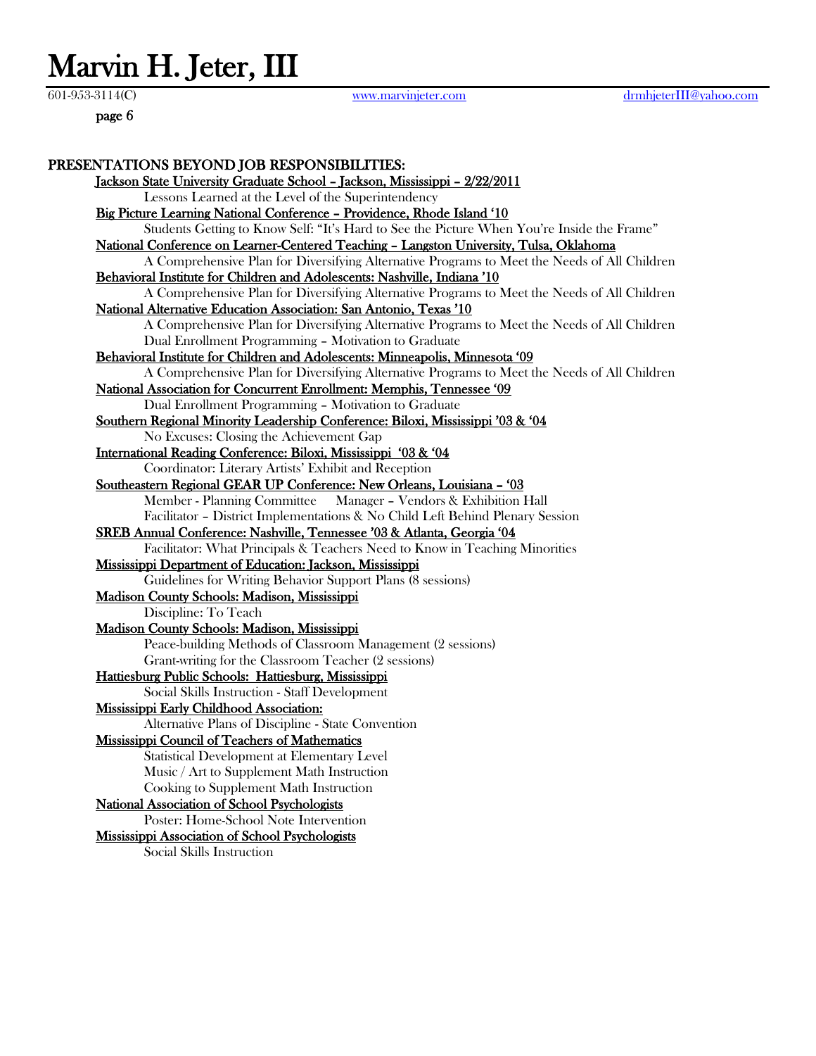**PRESENTATIONS BEYOND JOB RESPONSIBILITIES:**

Jackson State University Graduate School – Jackson, Mississippi – 2/22/2011
- Lessons Learned at the Level of the Superintendency

Big Picture Learning National Conference – Providence, Rhode Island '10
- Students Getting to Know Self: "It's Hard to See the Picture When You're Inside the Frame"

National Conference on Learner-Centered Teaching – Langston University, Tulsa, Oklahoma
- A Comprehensive Plan for Diversifying Alternative Programs to Meet the Needs of All Children

Behavioral Institute for Children and Adolescents: Nashville, Indiana '10
- A Comprehensive Plan for Diversifying Alternative Programs to Meet the Needs of All Children

National Alternative Education Association: San Antonio, Texas '10
- A Comprehensive Plan for Diversifying Alternative Programs to Meet the Needs of All Children
- Dual Enrollment Programming – Motivation to Graduate

Behavioral Institute for Children and Adolescents: Minneapolis, Minnesota '09
- A Comprehensive Plan for Diversifying Alternative Programs to Meet the Needs of All Children

National Association for Concurrent Enrollment: Memphis, Tennessee '09
- Dual Enrollment Programming – Motivation to Graduate

Southern Regional Minority Leadership Conference: Biloxi, Mississippi '03 & '04
- No Excuses: Closing the Achievement Gap

International Reading Conference: Biloxi, Mississippi '03 & '04
- Coordinator: Literary Artists' Exhibit and Reception

Southeastern Regional GEAR UP Conference: New Orleans, Louisiana – '03
- Member - Planning Committee Manager – Vendors & Exhibition Hall
- Facilitator – District Implementations & No Child Left Behind Plenary Session

SREB Annual Conference: Nashville, Tennessee '03 & Atlanta, Georgia '04
- Facilitator: What Principals & Teachers Need to Know in Teaching Minorities

Mississippi Department of Education: Jackson, Mississippi
- Guidelines for Writing Behavior Support Plans (8 sessions)

Madison County Schools: Madison, Mississippi
- Discipline: To Teach

Madison County Schools: Madison, Mississippi
- Peace-building Methods of Classroom Management (2 sessions)
- Grant-writing for the Classroom Teacher (2 sessions)

Hattiesburg Public Schools: Hattiesburg, Mississippi
- Social Skills Instruction - Staff Development

Mississippi Early Childhood Association:
- Alternative Plans of Discipline - State Convention

Mississippi Council of Teachers of Mathematics
- Statistical Development at Elementary Level
- Music / Art to Supplement Math Instruction
- Cooking to Supplement Math Instruction

National Association of School Psychologists
- Poster: Home-School Note Intervention

Mississippi Association of School Psychologists
- Social Skills Instruction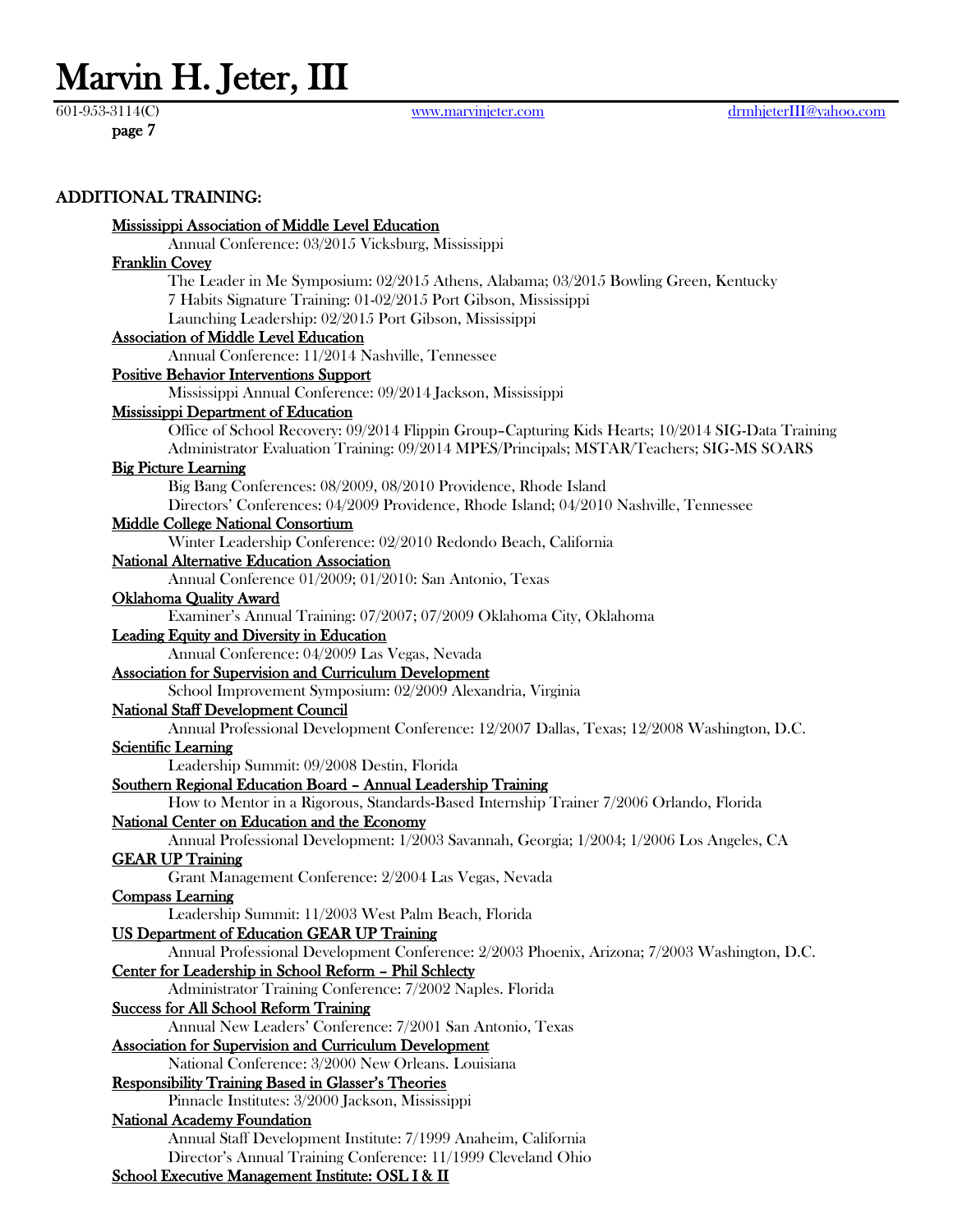## ADDITIONAL TRAINING:

**Mississippi Association of Middle Level Education**
- Annual Conference: 03/2015 Vicksburg, Mississippi

**Franklin Covey**
- The Leader in Me Symposium: 02/2015 Athens, Alabama; 03/2015 Bowling Green, Kentucky
- 7 Habits Signature Training: 01-02/2015 Port Gibson, Mississippi
- Launching Leadership: 02/2015 Port Gibson, Mississippi

**Association of Middle Level Education**
- Annual Conference: 11/2014 Nashville, Tennessee

**Positive Behavior Interventions Support**
- Mississippi Annual Conference: 09/2014 Jackson, Mississippi

**Mississippi Department of Education**
- Office of School Recovery: 09/2014 Flippin Group–Capturing Kids Hearts; 10/2014 SIG-Data Training
- Administrator Evaluation Training: 09/2014 MPES/Principals; MSTAR/Teachers; SIG-MS SOARS

**Big Picture Learning**
- Big Bang Conferences: 08/2009, 08/2010 Providence, Rhode Island
- Directors' Conferences: 04/2009 Providence, Rhode Island; 04/2010 Nashville, Tennessee

**Middle College National Consortium**
- Winter Leadership Conference: 02/2010 Redondo Beach, California

**National Alternative Education Association**
- Annual Conference 01/2009; 01/2010: San Antonio, Texas

**Oklahoma Quality Award**
- Examiner's Annual Training: 07/2007; 07/2009 Oklahoma City, Oklahoma

**Leading Equity and Diversity in Education**
- Annual Conference: 04/2009 Las Vegas, Nevada

**Association for Supervision and Curriculum Development**
- School Improvement Symposium: 02/2009 Alexandria, Virginia

**National Staff Development Council**
- Annual Professional Development Conference: 12/2007 Dallas, Texas; 12/2008 Washington, D.C.

**Scientific Learning**
- Leadership Summit: 09/2008 Destin, Florida

**Southern Regional Education Board – Annual Leadership Training**
- How to Mentor in a Rigorous, Standards-Based Internship Trainer 7/2006 Orlando, Florida

**National Center on Education and the Economy**
- Annual Professional Development: 1/2003 Savannah, Georgia; 1/2004; 1/2006 Los Angeles, CA

**GEAR UP Training**
- Grant Management Conference: 2/2004 Las Vegas, Nevada

**Compass Learning**
- Leadership Summit: 11/2003 West Palm Beach, Florida

**US Department of Education GEAR UP Training**
- Annual Professional Development Conference: 2/2003 Phoenix, Arizona; 7/2003 Washington, D.C.

**Center for Leadership in School Reform – Phil Schlecty**
- Administrator Training Conference: 7/2002 Naples. Florida

**Success for All School Reform Training**
- Annual New Leaders' Conference: 7/2001 San Antonio, Texas

**Association for Supervision and Curriculum Development**
- National Conference: 3/2000 New Orleans. Louisiana

**Responsibility Training Based in Glasser's Theories**
- Pinnacle Institutes: 3/2000 Jackson, Mississippi

**National Academy Foundation**
- Annual Staff Development Institute: 7/1999 Anaheim, California
- Director's Annual Training Conference: 11/1999 Cleveland Ohio

**School Executive Management Institute: OSL I & II**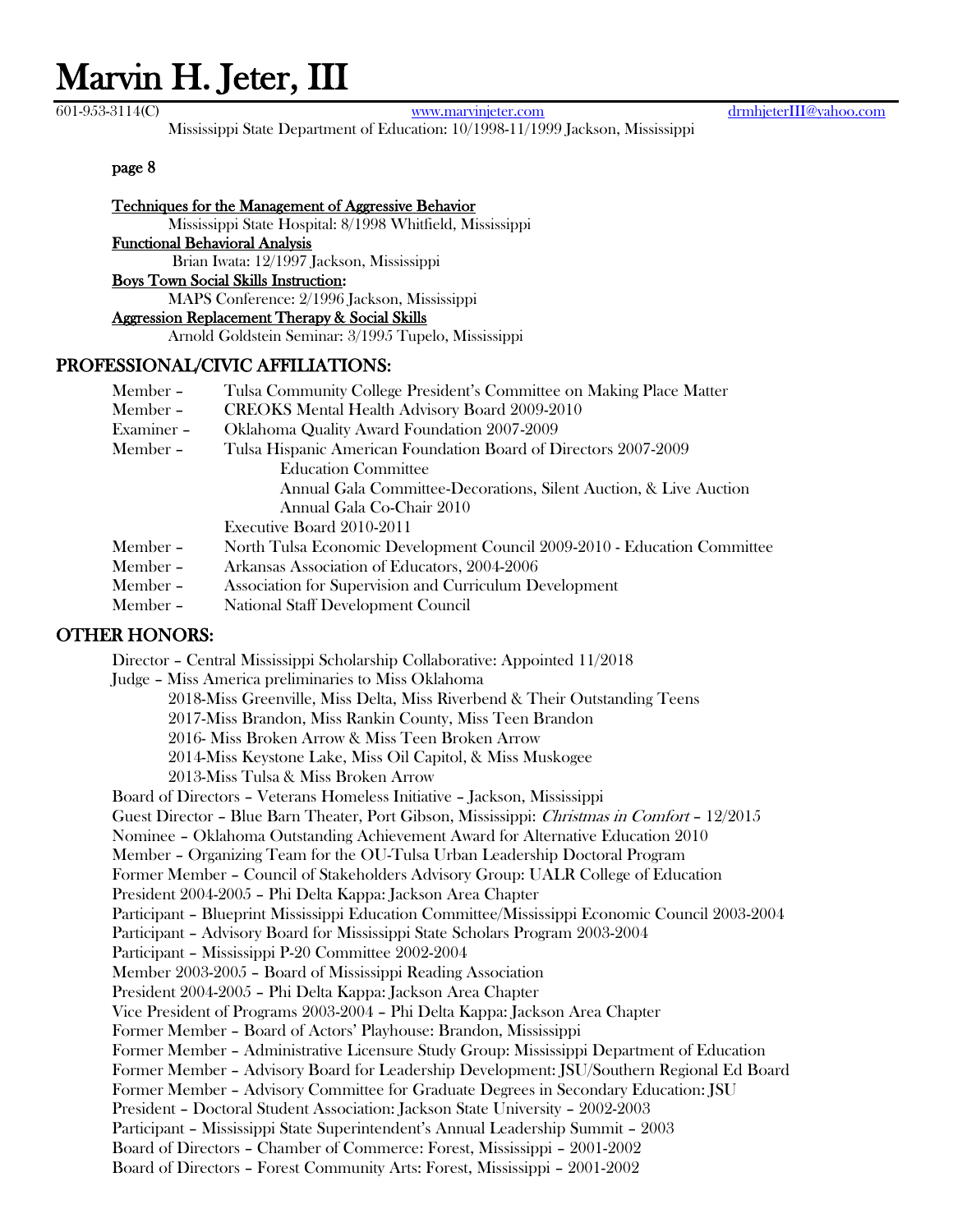Mississippi State Department of Education: 10/1998-11/1999 Jackson, Mississippi

**Techniques for the Management of Aggressive Behavior**
Mississippi State Hospital: 8/1998 Whitfield, Mississippi
**Functional Behavioral Analysis**
Brian Iwata: 12/1997 Jackson, Mississippi
**Boys Town Social Skills Instruction:**
MAPS Conference: 2/1996 Jackson, Mississippi
**Aggression Replacement Therapy & Social Skills**
Arnold Goldstein Seminar: 3/1995 Tupelo, Mississippi

## PROFESSIONAL/CIVIC AFFILIATIONS:

- Member – Tulsa Community College President's Committee on Making Place Matter
- Member – CREOKS Mental Health Advisory Board 2009-2010
- Examiner – Oklahoma Quality Award Foundation 2007-2009
- Member – Tulsa Hispanic American Foundation Board of Directors 2007-2009
  - Education Committee
  - Annual Gala Committee-Decorations, Silent Auction, & Live Auction
  - Annual Gala Co-Chair 2010
  - Executive Board 2010-2011
- Member – North Tulsa Economic Development Council 2009-2010 - Education Committee
- Member – Arkansas Association of Educators, 2004-2006
- Member – Association for Supervision and Curriculum Development
- Member – National Staff Development Council

## OTHER HONORS:

Director – Central Mississippi Scholarship Collaborative: Appointed 11/2018
Judge – Miss America preliminaries to Miss Oklahoma
- 2018-Miss Greenville, Miss Delta, Miss Riverbend & Their Outstanding Teens
- 2017-Miss Brandon, Miss Rankin County, Miss Teen Brandon
- 2016- Miss Broken Arrow & Miss Teen Broken Arrow
- 2014-Miss Keystone Lake, Miss Oil Capitol, & Miss Muskogee
- 2013-Miss Tulsa & Miss Broken Arrow

Board of Directors – Veterans Homeless Initiative – Jackson, Mississippi
Guest Director – Blue Barn Theater, Port Gibson, Mississippi: *Christmas in Comfort* – 12/2015
Nominee – Oklahoma Outstanding Achievement Award for Alternative Education 2010
Member – Organizing Team for the OU-Tulsa Urban Leadership Doctoral Program
Former Member – Council of Stakeholders Advisory Group: UALR College of Education
President 2004-2005 – Phi Delta Kappa: Jackson Area Chapter
Participant – Blueprint Mississippi Education Committee/Mississippi Economic Council 2003-2004
Participant – Advisory Board for Mississippi State Scholars Program 2003-2004
Participant – Mississippi P-20 Committee 2002-2004
Member 2003-2005 – Board of Mississippi Reading Association
President 2004-2005 – Phi Delta Kappa: Jackson Area Chapter
Vice President of Programs 2003-2004 – Phi Delta Kappa: Jackson Area Chapter
Former Member – Board of Actors' Playhouse: Brandon, Mississippi
Former Member – Administrative Licensure Study Group: Mississippi Department of Education
Former Member – Advisory Board for Leadership Development: JSU/Southern Regional Ed Board
Former Member – Advisory Committee for Graduate Degrees in Secondary Education: JSU
President – Doctoral Student Association: Jackson State University – 2002-2003
Participant – Mississippi State Superintendent's Annual Leadership Summit – 2003
Board of Directors – Chamber of Commerce: Forest, Mississippi – 2001-2002
Board of Directors – Forest Community Arts: Forest, Mississippi – 2001-2002